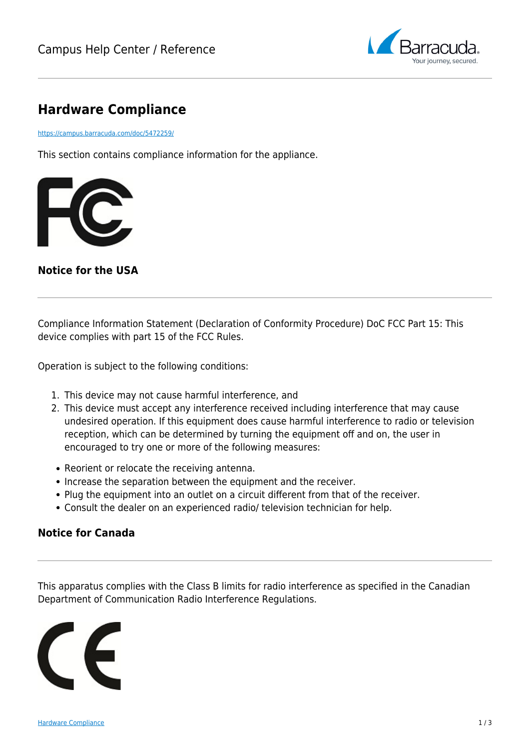# Hardware Compliance

https://campus.barracuda.com/doc/5472259/

This section contains compliance information for the appliance.

### Notice for the USA

Compliance Information Statement (Declaration of Conformity Procedure) DoC FCC Part 15: This device complies with part 15 of the FCC Rules.

Operation is subject to the following conditions:

1. This device may not cause harmful interference, and
2. This device must accept any interference received including interference that may cause undesired operation. If this equipment does cause harmful interference to radio or television reception, which can be determined by turning the equipment off and on, the user in encouraged to try one or more of the following measures:

- Reorient or relocate the receiving antenna.
- Increase the separation between the equipment and the receiver.
- Plug the equipment into an outlet on a circuit different from that of the receiver.
- Consult the dealer on an experienced radio/ television technician for help.

### Notice for Canada

This apparatus complies with the Class B limits for radio interference as specified in the Canadian Department of Communication Radio Interference Regulations.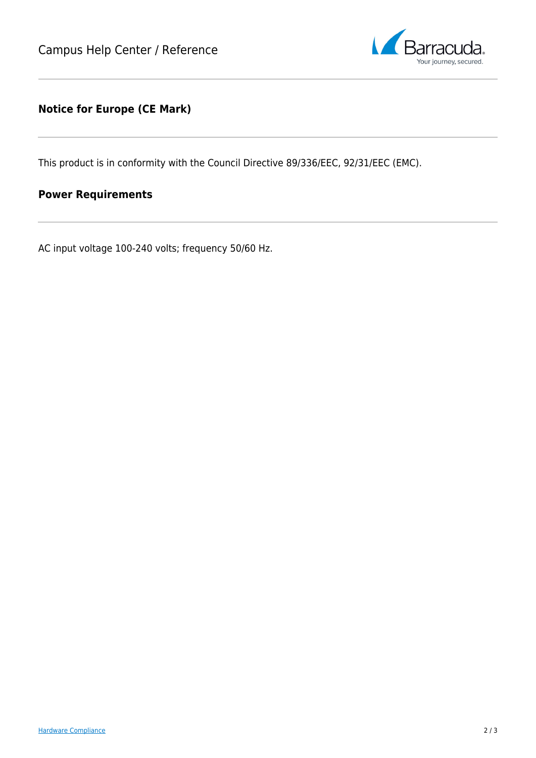## Notice for Europe (CE Mark)

This product is in conformity with the Council Directive 89/336/EEC, 92/31/EEC (EMC).

## Power Requirements

AC input voltage 100-240 volts; frequency 50/60 Hz.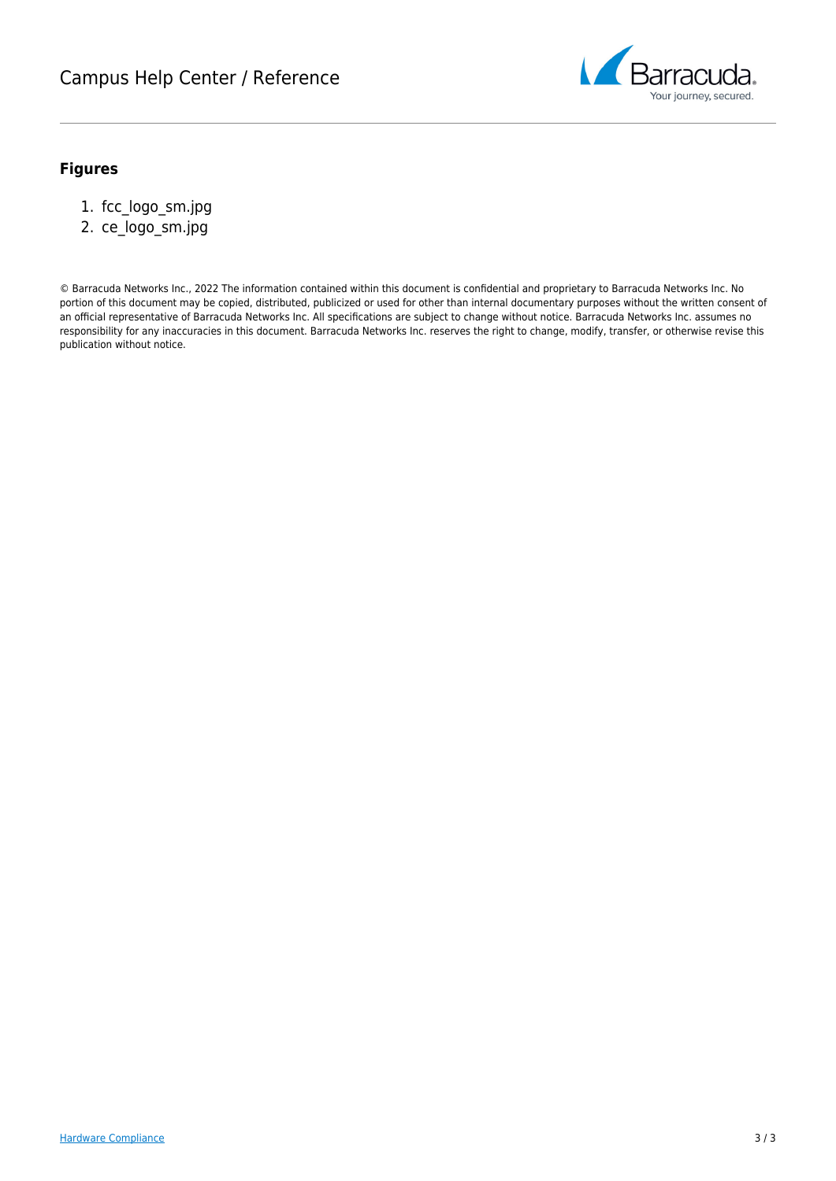## Figures

1. fcc_logo_sm.jpg
2. ce_logo_sm.jpg

© Barracuda Networks Inc., 2022 The information contained within this document is confidential and proprietary to Barracuda Networks Inc. No portion of this document may be copied, distributed, publicized or used for other than internal documentary purposes without the written consent of an official representative of Barracuda Networks Inc. All specifications are subject to change without notice. Barracuda Networks Inc. assumes no responsibility for any inaccuracies in this document. Barracuda Networks Inc. reserves the right to change, modify, transfer, or otherwise revise this publication without notice.